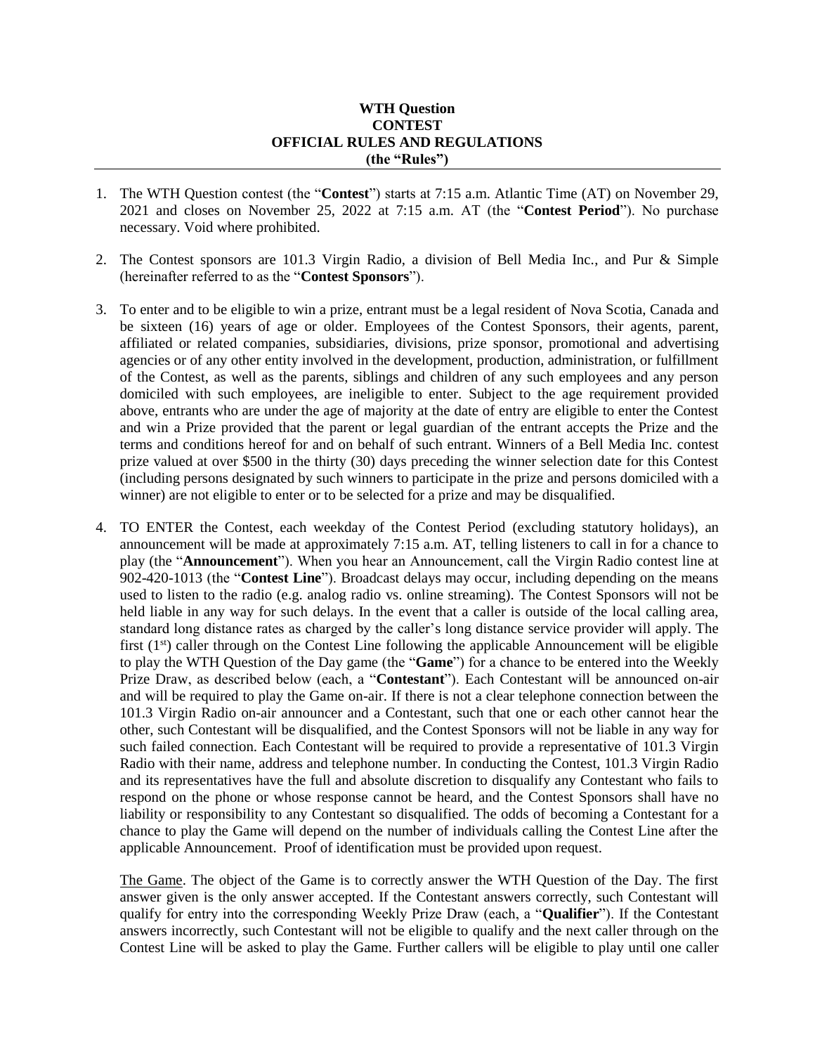**WTH Question**
**CONTEST**
**OFFICIAL RULES AND REGULATIONS**
**(the "Rules")**

---

1. The WTH Question contest (the "**Contest**") starts at 7:15 a.m. Atlantic Time (AT) on November 29, 2021 and closes on November 25, 2022 at 7:15 a.m. AT (the "**Contest Period**"). No purchase necessary. Void where prohibited.

2. The Contest sponsors are 101.3 Virgin Radio, a division of Bell Media Inc., and Pur & Simple (hereinafter referred to as the "**Contest Sponsors**").

3. To enter and to be eligible to win a prize, entrant must be a legal resident of Nova Scotia, Canada and be sixteen (16) years of age or older. Employees of the Contest Sponsors, their agents, parent, affiliated or related companies, subsidiaries, divisions, prize sponsor, promotional and advertising agencies or of any other entity involved in the development, production, administration, or fulfillment of the Contest, as well as the parents, siblings and children of any such employees and any person domiciled with such employees, are ineligible to enter. Subject to the age requirement provided above, entrants who are under the age of majority at the date of entry are eligible to enter the Contest and win a Prize provided that the parent or legal guardian of the entrant accepts the Prize and the terms and conditions hereof for and on behalf of such entrant. Winners of a Bell Media Inc. contest prize valued at over $500 in the thirty (30) days preceding the winner selection date for this Contest (including persons designated by such winners to participate in the prize and persons domiciled with a winner) are not eligible to enter or to be selected for a prize and may be disqualified.

4. TO ENTER the Contest, each weekday of the Contest Period (excluding statutory holidays), an announcement will be made at approximately 7:15 a.m. AT, telling listeners to call in for a chance to play (the "**Announcement**"). When you hear an Announcement, call the Virgin Radio contest line at 902-420-1013 (the "**Contest Line**"). Broadcast delays may occur, including depending on the means used to listen to the radio (e.g. analog radio vs. online streaming). The Contest Sponsors will not be held liable in any way for such delays. In the event that a caller is outside of the local calling area, standard long distance rates as charged by the caller's long distance service provider will apply. The first (1st) caller through on the Contest Line following the applicable Announcement will be eligible to play the WTH Question of the Day game (the "**Game**") for a chance to be entered into the Weekly Prize Draw, as described below (each, a "**Contestant**"). Each Contestant will be announced on-air and will be required to play the Game on-air. If there is not a clear telephone connection between the 101.3 Virgin Radio on-air announcer and a Contestant, such that one or each other cannot hear the other, such Contestant will be disqualified, and the Contest Sponsors will not be liable in any way for such failed connection. Each Contestant will be required to provide a representative of 101.3 Virgin Radio with their name, address and telephone number. In conducting the Contest, 101.3 Virgin Radio and its representatives have the full and absolute discretion to disqualify any Contestant who fails to respond on the phone or whose response cannot be heard, and the Contest Sponsors shall have no liability or responsibility to any Contestant so disqualified. The odds of becoming a Contestant for a chance to play the Game will depend on the number of individuals calling the Contest Line after the applicable Announcement. Proof of identification must be provided upon request.

   The Game. The object of the Game is to correctly answer the WTH Question of the Day. The first answer given is the only answer accepted. If the Contestant answers correctly, such Contestant will qualify for entry into the corresponding Weekly Prize Draw (each, a "**Qualifier**"). If the Contestant answers incorrectly, such Contestant will not be eligible to qualify and the next caller through on the Contest Line will be asked to play the Game. Further callers will be eligible to play until one caller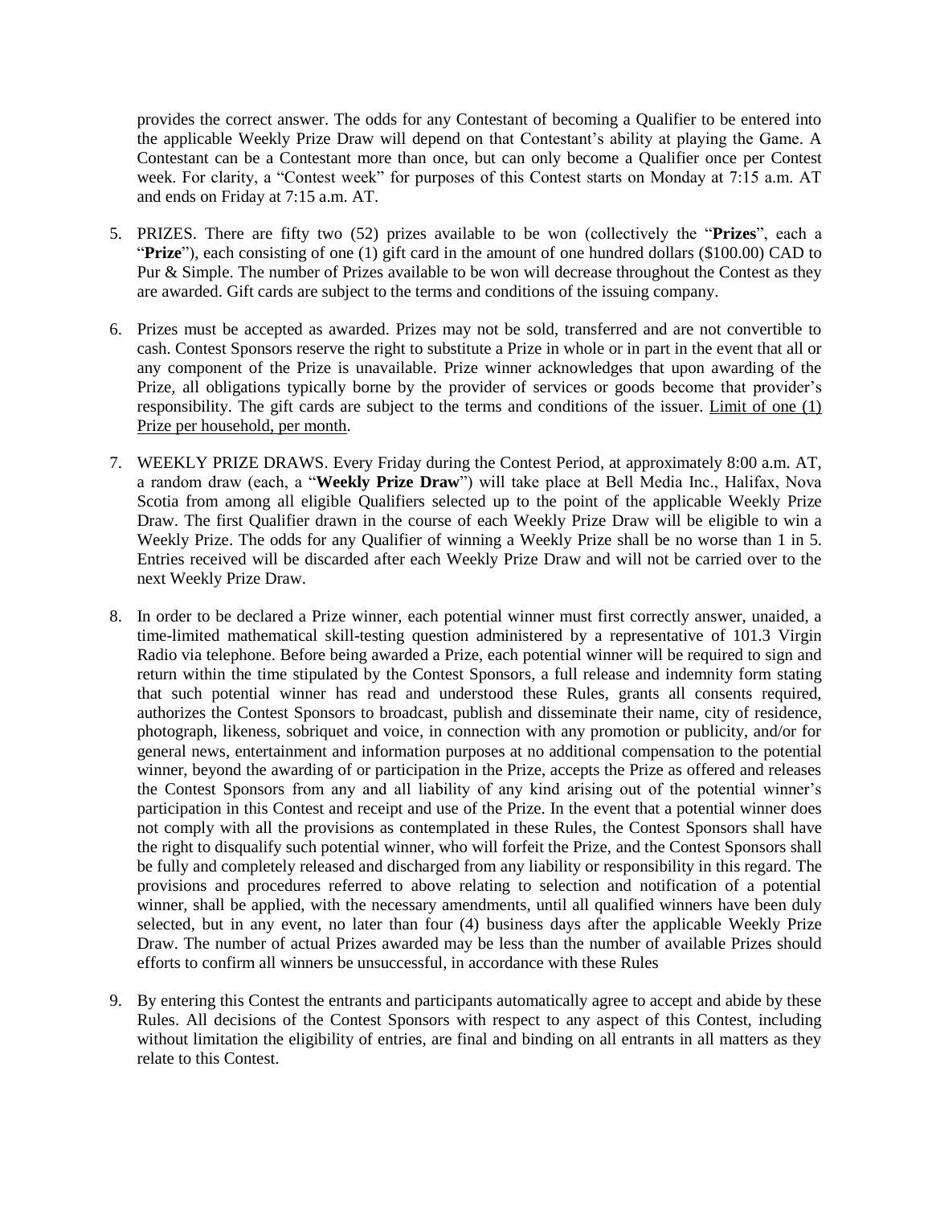provides the correct answer. The odds for any Contestant of becoming a Qualifier to be entered into the applicable Weekly Prize Draw will depend on that Contestant's ability at playing the Game. A Contestant can be a Contestant more than once, but can only become a Qualifier once per Contest week. For clarity, a "Contest week" for purposes of this Contest starts on Monday at 7:15 a.m. AT and ends on Friday at 7:15 a.m. AT.

5. PRIZES. There are fifty two (52) prizes available to be won (collectively the "**Prizes**", each a "**Prize**"), each consisting of one (1) gift card in the amount of one hundred dollars ($100.00) CAD to Pur & Simple. The number of Prizes available to be won will decrease throughout the Contest as they are awarded. Gift cards are subject to the terms and conditions of the issuing company.

6. Prizes must be accepted as awarded. Prizes may not be sold, transferred and are not convertible to cash. Contest Sponsors reserve the right to substitute a Prize in whole or in part in the event that all or any component of the Prize is unavailable. Prize winner acknowledges that upon awarding of the Prize, all obligations typically borne by the provider of services or goods become that provider's responsibility. The gift cards are subject to the terms and conditions of the issuer. <u>Limit of one (1) Prize per household, per month</u>.

7. WEEKLY PRIZE DRAWS. Every Friday during the Contest Period, at approximately 8:00 a.m. AT, a random draw (each, a "**Weekly Prize Draw**") will take place at Bell Media Inc., Halifax, Nova Scotia from among all eligible Qualifiers selected up to the point of the applicable Weekly Prize Draw. The first Qualifier drawn in the course of each Weekly Prize Draw will be eligible to win a Weekly Prize. The odds for any Qualifier of winning a Weekly Prize shall be no worse than 1 in 5. Entries received will be discarded after each Weekly Prize Draw and will not be carried over to the next Weekly Prize Draw.

8. In order to be declared a Prize winner, each potential winner must first correctly answer, unaided, a time-limited mathematical skill-testing question administered by a representative of 101.3 Virgin Radio via telephone. Before being awarded a Prize, each potential winner will be required to sign and return within the time stipulated by the Contest Sponsors, a full release and indemnity form stating that such potential winner has read and understood these Rules, grants all consents required, authorizes the Contest Sponsors to broadcast, publish and disseminate their name, city of residence, photograph, likeness, sobriquet and voice, in connection with any promotion or publicity, and/or for general news, entertainment and information purposes at no additional compensation to the potential winner, beyond the awarding of or participation in the Prize, accepts the Prize as offered and releases the Contest Sponsors from any and all liability of any kind arising out of the potential winner's participation in this Contest and receipt and use of the Prize. In the event that a potential winner does not comply with all the provisions as contemplated in these Rules, the Contest Sponsors shall have the right to disqualify such potential winner, who will forfeit the Prize, and the Contest Sponsors shall be fully and completely released and discharged from any liability or responsibility in this regard. The provisions and procedures referred to above relating to selection and notification of a potential winner, shall be applied, with the necessary amendments, until all qualified winners have been duly selected, but in any event, no later than four (4) business days after the applicable Weekly Prize Draw. The number of actual Prizes awarded may be less than the number of available Prizes should efforts to confirm all winners be unsuccessful, in accordance with these Rules

9. By entering this Contest the entrants and participants automatically agree to accept and abide by these Rules. All decisions of the Contest Sponsors with respect to any aspect of this Contest, including without limitation the eligibility of entries, are final and binding on all entrants in all matters as they relate to this Contest.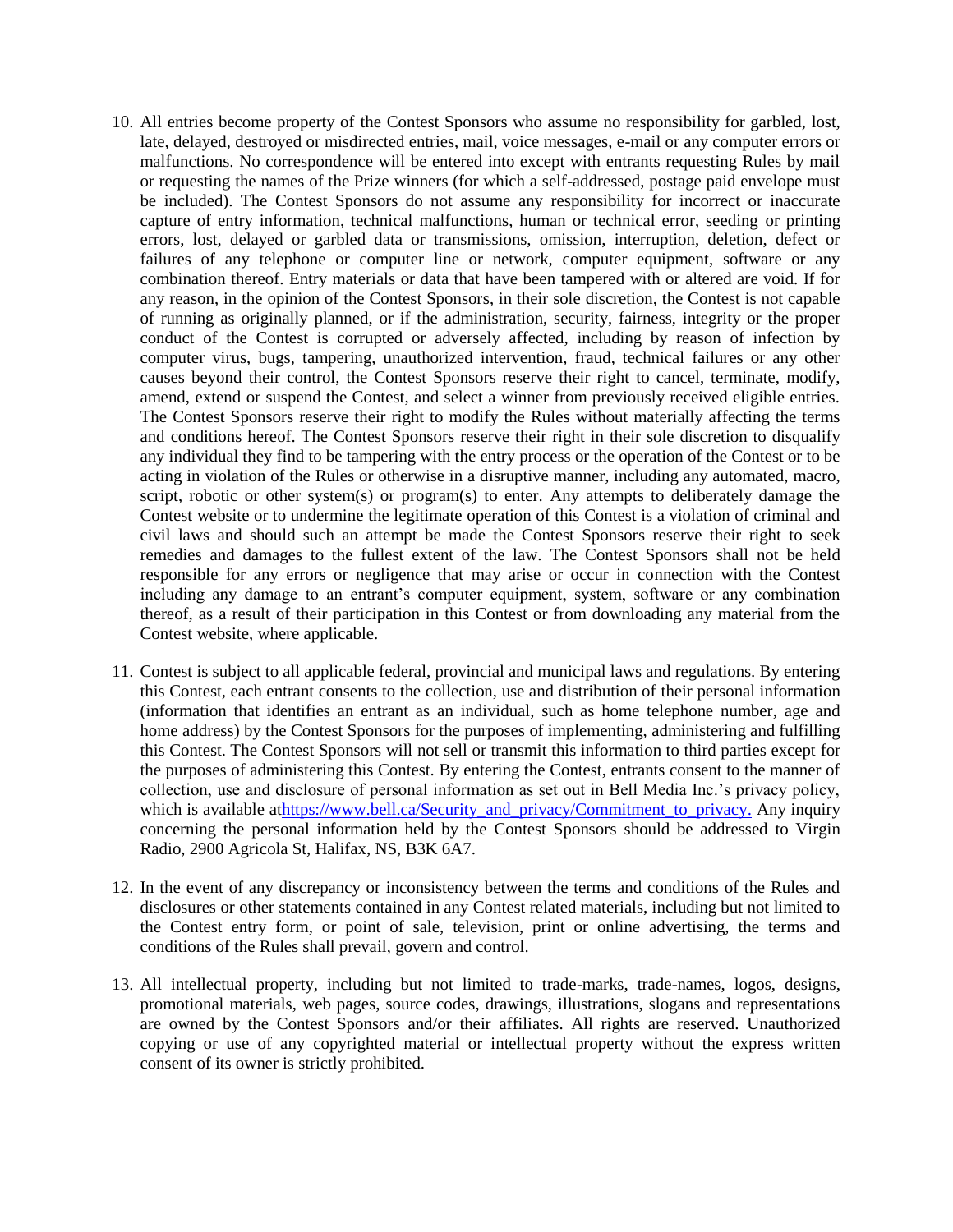10. All entries become property of the Contest Sponsors who assume no responsibility for garbled, lost, late, delayed, destroyed or misdirected entries, mail, voice messages, e-mail or any computer errors or malfunctions. No correspondence will be entered into except with entrants requesting Rules by mail or requesting the names of the Prize winners (for which a self-addressed, postage paid envelope must be included). The Contest Sponsors do not assume any responsibility for incorrect or inaccurate capture of entry information, technical malfunctions, human or technical error, seeding or printing errors, lost, delayed or garbled data or transmissions, omission, interruption, deletion, defect or failures of any telephone or computer line or network, computer equipment, software or any combination thereof. Entry materials or data that have been tampered with or altered are void. If for any reason, in the opinion of the Contest Sponsors, in their sole discretion, the Contest is not capable of running as originally planned, or if the administration, security, fairness, integrity or the proper conduct of the Contest is corrupted or adversely affected, including by reason of infection by computer virus, bugs, tampering, unauthorized intervention, fraud, technical failures or any other causes beyond their control, the Contest Sponsors reserve their right to cancel, terminate, modify, amend, extend or suspend the Contest, and select a winner from previously received eligible entries. The Contest Sponsors reserve their right to modify the Rules without materially affecting the terms and conditions hereof. The Contest Sponsors reserve their right in their sole discretion to disqualify any individual they find to be tampering with the entry process or the operation of the Contest or to be acting in violation of the Rules or otherwise in a disruptive manner, including any automated, macro, script, robotic or other system(s) or program(s) to enter. Any attempts to deliberately damage the Contest website or to undermine the legitimate operation of this Contest is a violation of criminal and civil laws and should such an attempt be made the Contest Sponsors reserve their right to seek remedies and damages to the fullest extent of the law. The Contest Sponsors shall not be held responsible for any errors or negligence that may arise or occur in connection with the Contest including any damage to an entrant's computer equipment, system, software or any combination thereof, as a result of their participation in this Contest or from downloading any material from the Contest website, where applicable.

11. Contest is subject to all applicable federal, provincial and municipal laws and regulations. By entering this Contest, each entrant consents to the collection, use and distribution of their personal information (information that identifies an entrant as an individual, such as home telephone number, age and home address) by the Contest Sponsors for the purposes of implementing, administering and fulfilling this Contest. The Contest Sponsors will not sell or transmit this information to third parties except for the purposes of administering this Contest. By entering the Contest, entrants consent to the manner of collection, use and disclosure of personal information as set out in Bell Media Inc.'s privacy policy, which is available at[https://www.bell.ca/Security_and_privacy/Commitment_to_privacy.](https://www.bell.ca/Security_and_privacy/Commitment_to_privacy) Any inquiry concerning the personal information held by the Contest Sponsors should be addressed to Virgin Radio, 2900 Agricola St, Halifax, NS, B3K 6A7.

12. In the event of any discrepancy or inconsistency between the terms and conditions of the Rules and disclosures or other statements contained in any Contest related materials, including but not limited to the Contest entry form, or point of sale, television, print or online advertising, the terms and conditions of the Rules shall prevail, govern and control.

13. All intellectual property, including but not limited to trade-marks, trade-names, logos, designs, promotional materials, web pages, source codes, drawings, illustrations, slogans and representations are owned by the Contest Sponsors and/or their affiliates. All rights are reserved. Unauthorized copying or use of any copyrighted material or intellectual property without the express written consent of its owner is strictly prohibited.